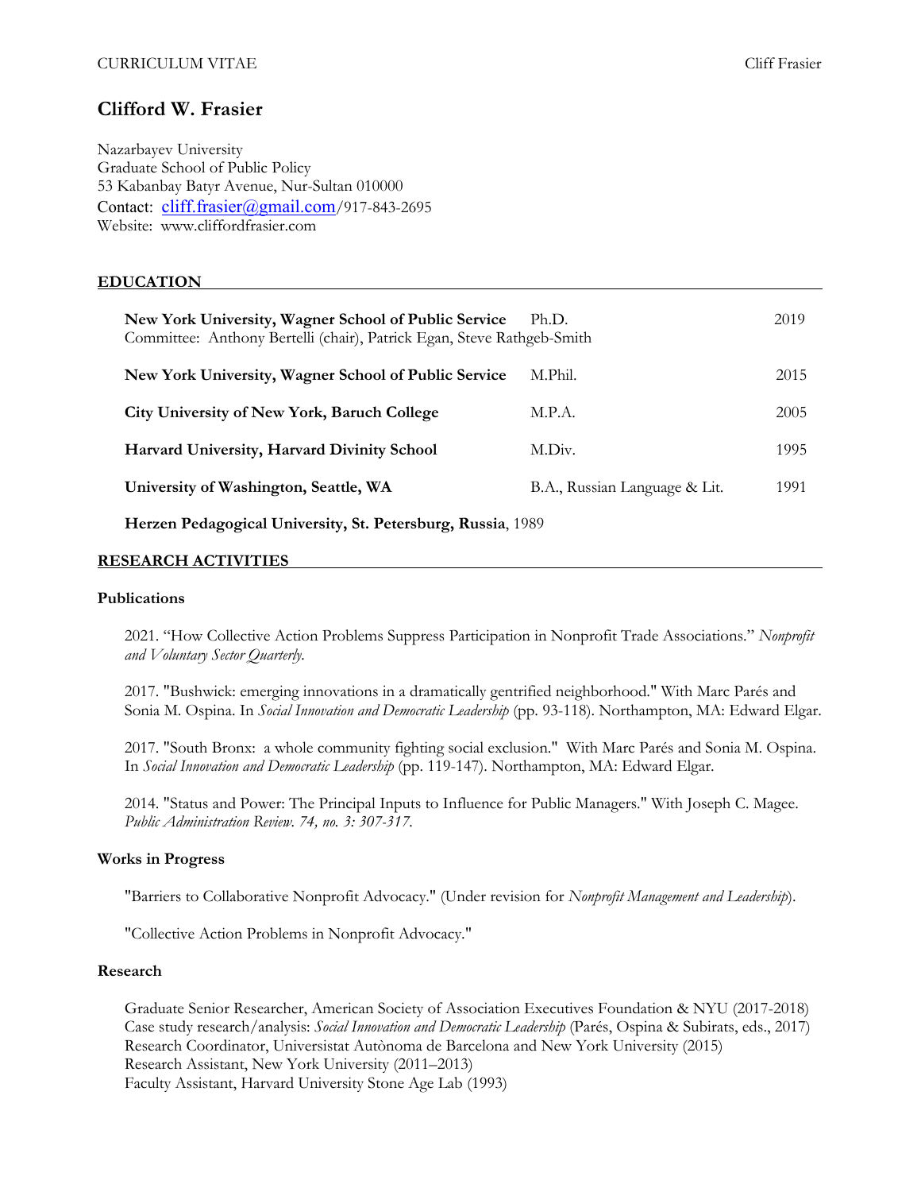# Clifford W. Frasier

Nazarbayev University
Graduate School of Public Policy
53 Kabanbay Batyr Avenue, Nur-Sultan 010000
Contact: cliff.frasier@gmail.com/917-843-2695
Website: www.cliffordfrasier.com

## EDUCATION

| | | |
|---|---|---|
| **New York University, Wagner School of Public Service**<br>Committee: Anthony Bertelli (chair), Patrick Egan, Steve Rathgeb-Smith | Ph.D. | 2019 |
| **New York University, Wagner School of Public Service** | M.Phil. | 2015 |
| **City University of New York, Baruch College** | M.P.A. | 2005 |
| **Harvard University, Harvard Divinity School** | M.Div. | 1995 |
| **University of Washington, Seattle, WA** | B.A., Russian Language & Lit. | 1991 |

**Herzen Pedagogical University, St. Petersburg, Russia**, 1989

## RESEARCH ACTIVITIES

### Publications

2021. "How Collective Action Problems Suppress Participation in Nonprofit Trade Associations." *Nonprofit and Voluntary Sector Quarterly.*

2017. "Bushwick: emerging innovations in a dramatically gentrified neighborhood." With Marc Parés and Sonia M. Ospina. In *Social Innovation and Democratic Leadership* (pp. 93-118). Northampton, MA: Edward Elgar.

2017. "South Bronx: a whole community fighting social exclusion." With Marc Parés and Sonia M. Ospina. In *Social Innovation and Democratic Leadership* (pp. 119-147). Northampton, MA: Edward Elgar.

2014. "Status and Power: The Principal Inputs to Influence for Public Managers." With Joseph C. Magee. *Public Administration Review. 74, no. 3: 307-317.*

### Works in Progress

"Barriers to Collaborative Nonprofit Advocacy." (Under revision for *Nonprofit Management and Leadership*).

"Collective Action Problems in Nonprofit Advocacy."

### Research

Graduate Senior Researcher, American Society of Association Executives Foundation & NYU (2017-2018)
Case study research/analysis: *Social Innovation and Democratic Leadership* (Parés, Ospina & Subirats, eds., 2017)
Research Coordinator, Universistat Autònoma de Barcelona and New York University (2015)
Research Assistant, New York University (2011–2013)
Faculty Assistant, Harvard University Stone Age Lab (1993)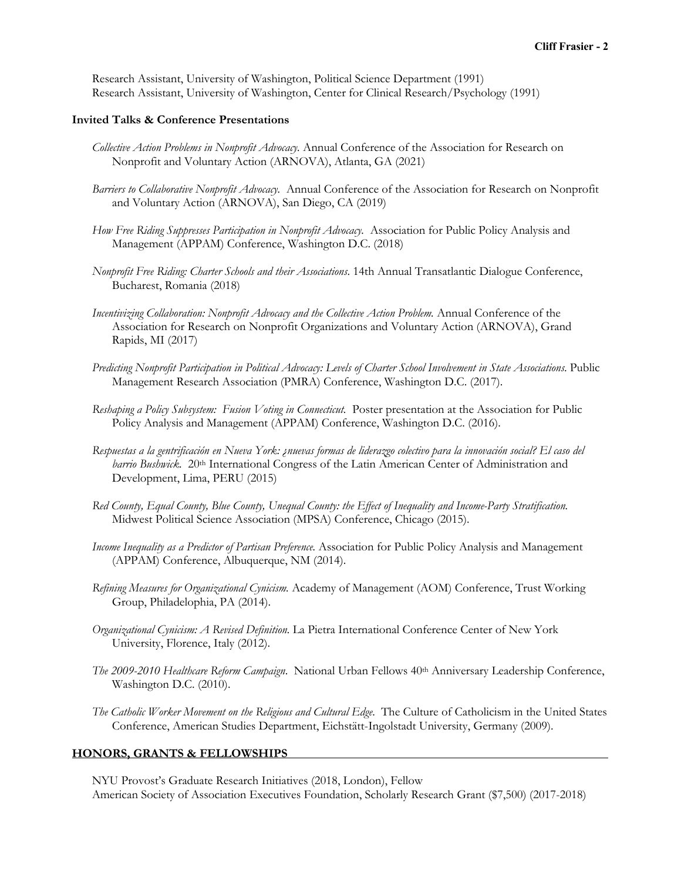Research Assistant, University of Washington, Political Science Department (1991)
Research Assistant, University of Washington, Center for Clinical Research/Psychology (1991)

### Invited Talks & Conference Presentations

*Collective Action Problems in Nonprofit Advocacy.* Annual Conference of the Association for Research on Nonprofit and Voluntary Action (ARNOVA), Atlanta, GA (2021)

*Barriers to Collaborative Nonprofit Advocacy.* Annual Conference of the Association for Research on Nonprofit and Voluntary Action (ARNOVA), San Diego, CA (2019)

*How Free Riding Suppresses Participation in Nonprofit Advocacy.* Association for Public Policy Analysis and Management (APPAM) Conference, Washington D.C. (2018)

*Nonprofit Free Riding: Charter Schools and their Associations.* 14th Annual Transatlantic Dialogue Conference, Bucharest, Romania (2018)

*Incentivizing Collaboration: Nonprofit Advocacy and the Collective Action Problem.* Annual Conference of the Association for Research on Nonprofit Organizations and Voluntary Action (ARNOVA), Grand Rapids, MI (2017)

*Predicting Nonprofit Participation in Political Advocacy: Levels of Charter School Involvement in State Associations.* Public Management Research Association (PMRA) Conference, Washington D.C. (2017).

*Reshaping a Policy Subsystem: Fusion Voting in Connecticut.* Poster presentation at the Association for Public Policy Analysis and Management (APPAM) Conference, Washington D.C. (2016).

*Respuestas a la gentrificación en Nueva York: ¿nuevas formas de liderazgo colectivo para la innovación social? El caso del barrio Bushwick.* 20th International Congress of the Latin American Center of Administration and Development, Lima, PERU (2015)

*Red County, Equal County, Blue County, Unequal County: the Effect of Inequality and Income-Party Stratification.* Midwest Political Science Association (MPSA) Conference, Chicago (2015).

*Income Inequality as a Predictor of Partisan Preference.* Association for Public Policy Analysis and Management (APPAM) Conference, Albuquerque, NM (2014).

*Refining Measures for Organizational Cynicism.* Academy of Management (AOM) Conference, Trust Working Group, Philadelophia, PA (2014).

*Organizational Cynicism: A Revised Definition.* La Pietra International Conference Center of New York University, Florence, Italy (2012).

*The 2009-2010 Healthcare Reform Campaign.* National Urban Fellows 40th Anniversary Leadership Conference, Washington D.C. (2010).

*The Catholic Worker Movement on the Religious and Cultural Edge.* The Culture of Catholicism in the United States Conference, American Studies Department, Eichstätt-Ingolstadt University, Germany (2009).

## HONORS, GRANTS & FELLOWSHIPS

NYU Provost's Graduate Research Initiatives (2018, London), Fellow
American Society of Association Executives Foundation, Scholarly Research Grant ($7,500) (2017-2018)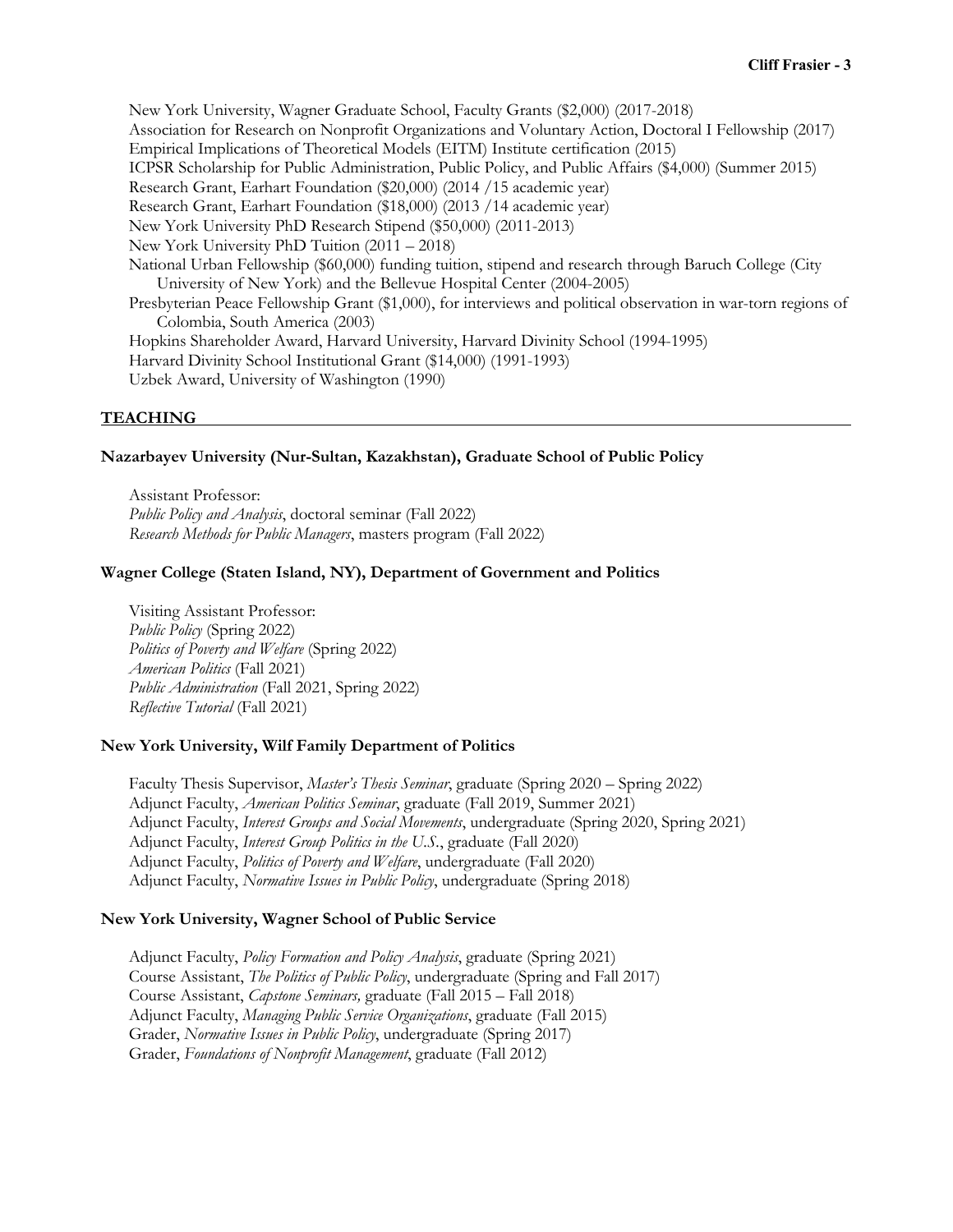New York University, Wagner Graduate School, Faculty Grants ($2,000) (2017-2018)
Association for Research on Nonprofit Organizations and Voluntary Action, Doctoral I Fellowship (2017)
Empirical Implications of Theoretical Models (EITM) Institute certification (2015)
ICPSR Scholarship for Public Administration, Public Policy, and Public Affairs ($4,000) (Summer 2015)
Research Grant, Earhart Foundation ($20,000) (2014 /15 academic year)
Research Grant, Earhart Foundation ($18,000) (2013 /14 academic year)
New York University PhD Research Stipend ($50,000) (2011-2013)
New York University PhD Tuition (2011 – 2018)
National Urban Fellowship ($60,000) funding tuition, stipend and research through Baruch College (City University of New York) and the Bellevue Hospital Center (2004-2005)
Presbyterian Peace Fellowship Grant ($1,000), for interviews and political observation in war-torn regions of Colombia, South America (2003)
Hopkins Shareholder Award, Harvard University, Harvard Divinity School (1994-1995)
Harvard Divinity School Institutional Grant ($14,000) (1991-1993)
Uzbek Award, University of Washington (1990)

## TEACHING

**Nazarbayev University (Nur-Sultan, Kazakhstan), Graduate School of Public Policy**

Assistant Professor:
*Public Policy and Analysis*, doctoral seminar (Fall 2022)
*Research Methods for Public Managers*, masters program (Fall 2022)

**Wagner College (Staten Island, NY), Department of Government and Politics**

Visiting Assistant Professor:
*Public Policy* (Spring 2022)
*Politics of Poverty and Welfare* (Spring 2022)
*American Politics* (Fall 2021)
*Public Administration* (Fall 2021, Spring 2022)
*Reflective Tutorial* (Fall 2021)

**New York University, Wilf Family Department of Politics**

Faculty Thesis Supervisor, *Master's Thesis Seminar*, graduate (Spring 2020 – Spring 2022)
Adjunct Faculty, *American Politics Seminar*, graduate (Fall 2019, Summer 2021)
Adjunct Faculty, *Interest Groups and Social Movements*, undergraduate (Spring 2020, Spring 2021)
Adjunct Faculty, *Interest Group Politics in the U.S.*, graduate (Fall 2020)
Adjunct Faculty, *Politics of Poverty and Welfare*, undergraduate (Fall 2020)
Adjunct Faculty, *Normative Issues in Public Policy*, undergraduate (Spring 2018)

**New York University, Wagner School of Public Service**

Adjunct Faculty, *Policy Formation and Policy Analysis*, graduate (Spring 2021)
Course Assistant, *The Politics of Public Policy*, undergraduate (Spring and Fall 2017)
Course Assistant, *Capstone Seminars,* graduate (Fall 2015 – Fall 2018)
Adjunct Faculty, *Managing Public Service Organizations*, graduate (Fall 2015)
Grader, *Normative Issues in Public Policy*, undergraduate (Spring 2017)
Grader, *Foundations of Nonprofit Management*, graduate (Fall 2012)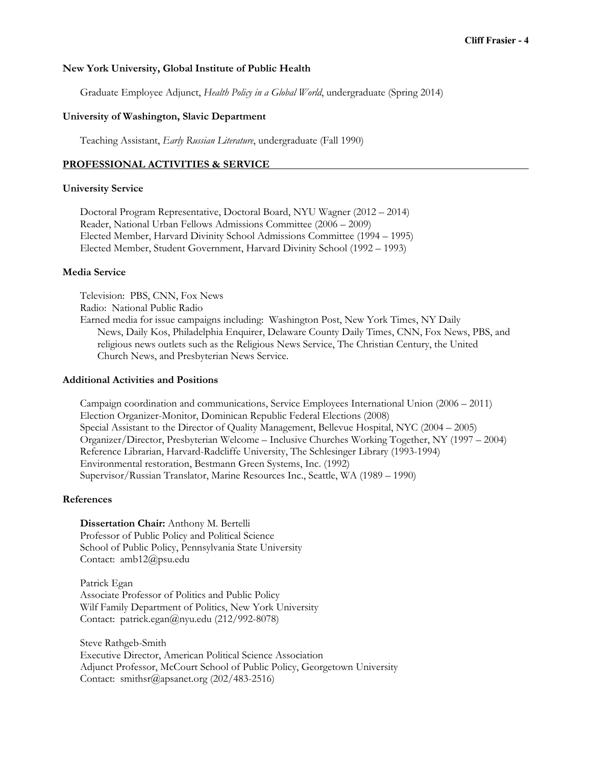**New York University, Global Institute of Public Health**

Graduate Employee Adjunct, *Health Policy in a Global World*, undergraduate (Spring 2014)

**University of Washington, Slavic Department**

Teaching Assistant, *Early Russian Literature*, undergraduate (Fall 1990)

## PROFESSIONAL ACTIVITIES & SERVICE

**University Service**

Doctoral Program Representative, Doctoral Board, NYU Wagner (2012 – 2014)
Reader, National Urban Fellows Admissions Committee (2006 – 2009)
Elected Member, Harvard Divinity School Admissions Committee (1994 – 1995)
Elected Member, Student Government, Harvard Divinity School (1992 – 1993)

**Media Service**

Television: PBS, CNN, Fox News
Radio: National Public Radio
Earned media for issue campaigns including: Washington Post, New York Times, NY Daily News, Daily Kos, Philadelphia Enquirer, Delaware County Daily Times, CNN, Fox News, PBS, and religious news outlets such as the Religious News Service, The Christian Century, the United Church News, and Presbyterian News Service.

**Additional Activities and Positions**

Campaign coordination and communications, Service Employees International Union (2006 – 2011)
Election Organizer-Monitor, Dominican Republic Federal Elections (2008)
Special Assistant to the Director of Quality Management, Bellevue Hospital, NYC (2004 – 2005)
Organizer/Director, Presbyterian Welcome – Inclusive Churches Working Together, NY (1997 – 2004)
Reference Librarian, Harvard-Radcliffe University, The Schlesinger Library (1993-1994)
Environmental restoration, Bestmann Green Systems, Inc. (1992)
Supervisor/Russian Translator, Marine Resources Inc., Seattle, WA (1989 – 1990)

**References**

**Dissertation Chair:** Anthony M. Bertelli
Professor of Public Policy and Political Science
School of Public Policy, Pennsylvania State University
Contact: amb12@psu.edu

Patrick Egan
Associate Professor of Politics and Public Policy
Wilf Family Department of Politics, New York University
Contact: patrick.egan@nyu.edu (212/992-8078)

Steve Rathgeb-Smith
Executive Director, American Political Science Association
Adjunct Professor, McCourt School of Public Policy, Georgetown University
Contact: smithsr@apsanet.org (202/483-2516)